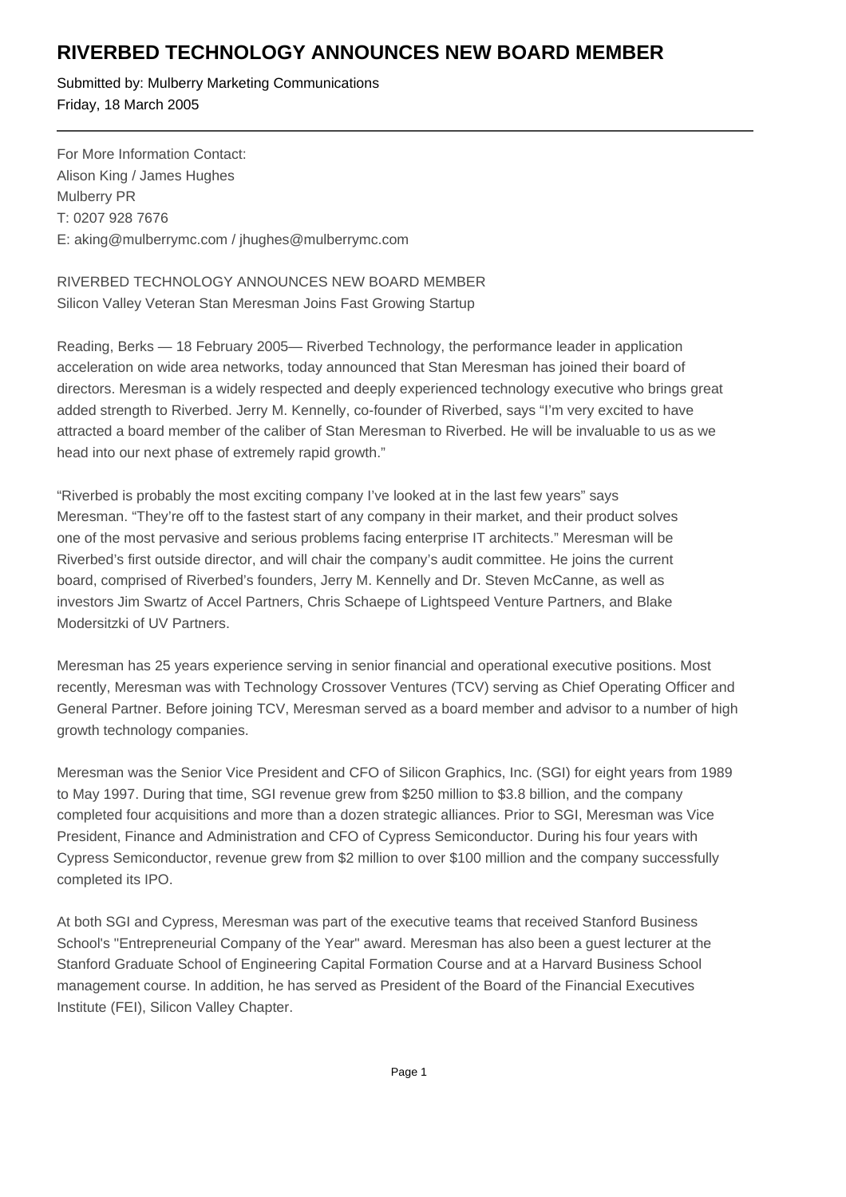# RIVERBED TECHNOLOGY ANNOUNCES NEW BOARD MEMBER

Submitted by: Mulberry Marketing Communications
Friday, 18 March 2005

---

For More Information Contact:
Alison King / James Hughes
Mulberry PR
T: 0207 928 7676
E: aking@mulberrymc.com / jhughes@mulberrymc.com

RIVERBED TECHNOLOGY ANNOUNCES NEW BOARD MEMBER
Silicon Valley Veteran Stan Meresman Joins Fast Growing Startup

Reading, Berks — 18 February 2005— Riverbed Technology, the performance leader in application acceleration on wide area networks, today announced that Stan Meresman has joined their board of directors. Meresman is a widely respected and deeply experienced technology executive who brings great added strength to Riverbed. Jerry M. Kennelly, co-founder of Riverbed, says "I'm very excited to have attracted a board member of the caliber of Stan Meresman to Riverbed. He will be invaluable to us as we head into our next phase of extremely rapid growth."

"Riverbed is probably the most exciting company I've looked at in the last few years" says Meresman. "They're off to the fastest start of any company in their market, and their product solves one of the most pervasive and serious problems facing enterprise IT architects." Meresman will be Riverbed's first outside director, and will chair the company's audit committee. He joins the current board, comprised of Riverbed's founders, Jerry M. Kennelly and Dr. Steven McCanne, as well as investors Jim Swartz of Accel Partners, Chris Schaepe of Lightspeed Venture Partners, and Blake Modersitzki of UV Partners.

Meresman has 25 years experience serving in senior financial and operational executive positions. Most recently, Meresman was with Technology Crossover Ventures (TCV) serving as Chief Operating Officer and General Partner. Before joining TCV, Meresman served as a board member and advisor to a number of high growth technology companies.

Meresman was the Senior Vice President and CFO of Silicon Graphics, Inc. (SGI) for eight years from 1989 to May 1997. During that time, SGI revenue grew from $250 million to $3.8 billion, and the company completed four acquisitions and more than a dozen strategic alliances. Prior to SGI, Meresman was Vice President, Finance and Administration and CFO of Cypress Semiconductor. During his four years with Cypress Semiconductor, revenue grew from $2 million to over $100 million and the company successfully completed its IPO.

At both SGI and Cypress, Meresman was part of the executive teams that received Stanford Business School's "Entrepreneurial Company of the Year" award. Meresman has also been a guest lecturer at the Stanford Graduate School of Engineering Capital Formation Course and at a Harvard Business School management course. In addition, he has served as President of the Board of the Financial Executives Institute (FEI), Silicon Valley Chapter.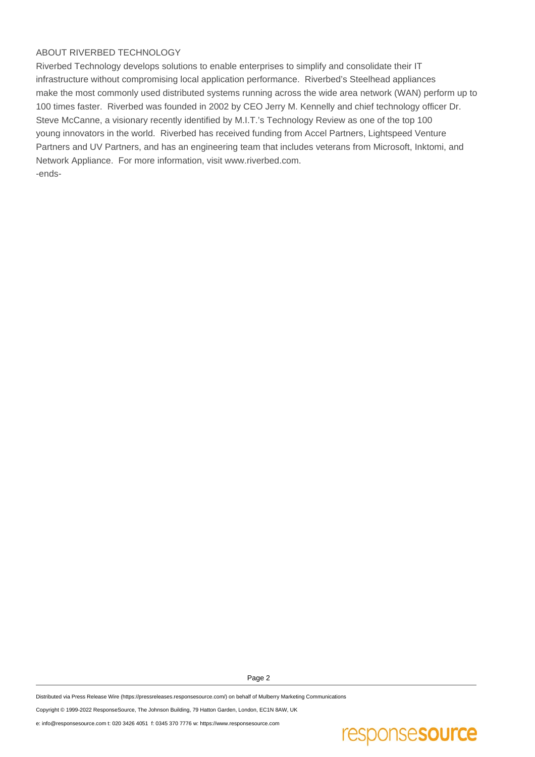## ABOUT RIVERBED TECHNOLOGY

Riverbed Technology develops solutions to enable enterprises to simplify and consolidate their IT infrastructure without compromising local application performance. Riverbed's Steelhead appliances make the most commonly used distributed systems running across the wide area network (WAN) perform up to 100 times faster. Riverbed was founded in 2002 by CEO Jerry M. Kennelly and chief technology officer Dr. Steve McCanne, a visionary recently identified by M.I.T.'s Technology Review as one of the top 100 young innovators in the world. Riverbed has received funding from Accel Partners, Lightspeed Venture Partners and UV Partners, and has an engineering team that includes veterans from Microsoft, Inktomi, and Network Appliance. For more information, visit www.riverbed.com.

-ends-